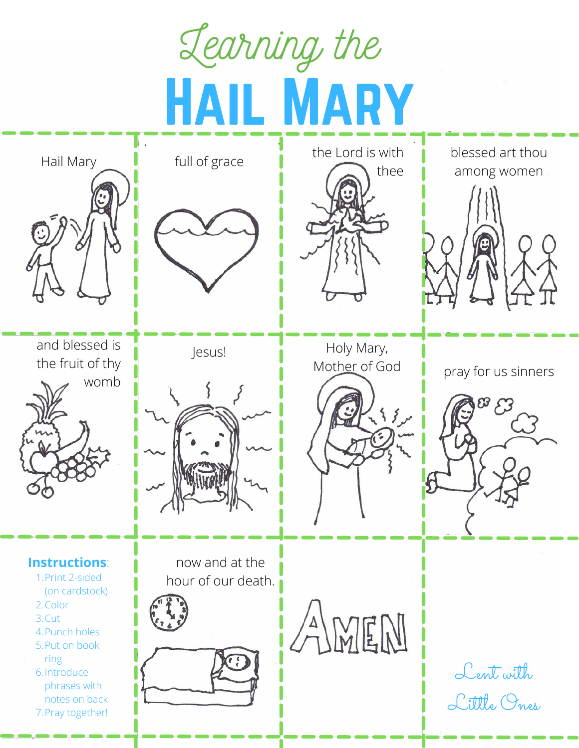# Learning the HAIL MARY

Hail Mary

full of grace

the Lord is with thee

blessed art thou among women

and blessed is the fruit of thy womb

Jesus!

Holy Mary, Mother of God

pray for us sinners

**Instructions**:

1. Print 2-sided (on cardstock)
2. Color
3. Cut
4. Punch holes
5. Put on book ring
6. Introduce phrases with notes on back
7. Pray together!

now and at the hour of our death.

AMEN

*Lent with Little Ones*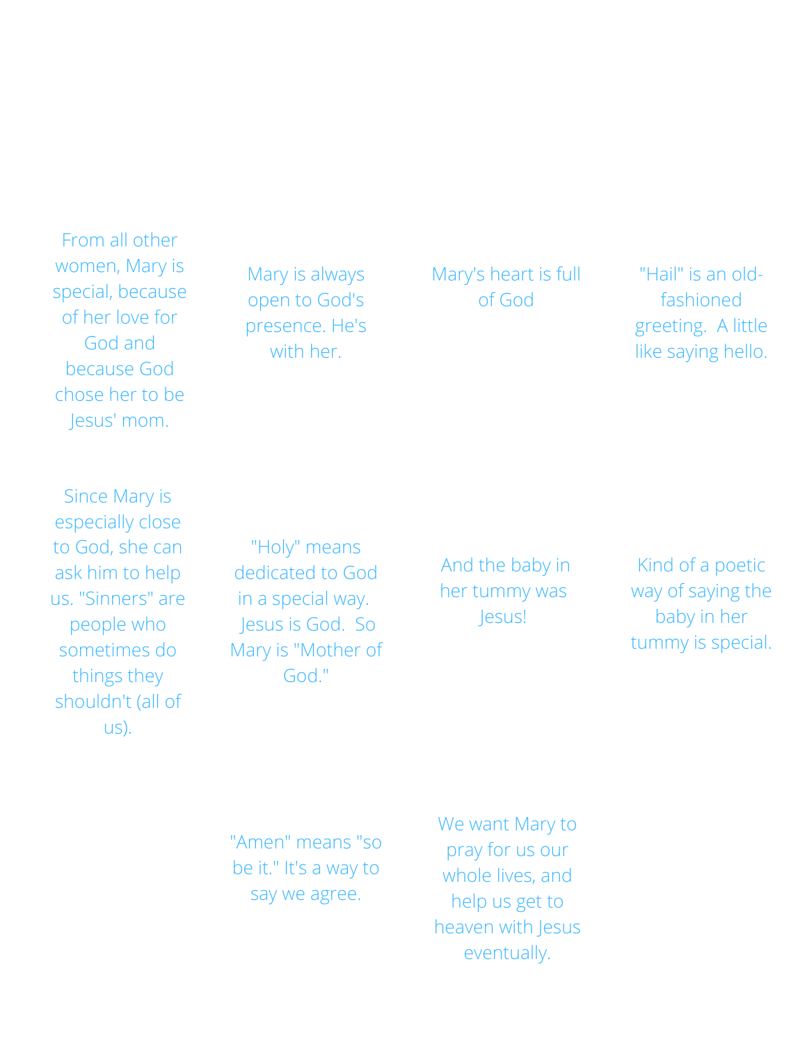From all other women, Mary is special, because of her love for God and because God chose her to be Jesus' mom.

Mary is always open to God's presence. He's with her.

Mary's heart is full of God

"Hail" is an old-fashioned greeting. A little like saying hello.

Since Mary is especially close to God, she can ask him to help us. "Sinners" are people who sometimes do things they shouldn't (all of us).

"Holy" means dedicated to God in a special way. Jesus is God. So Mary is "Mother of God."

And the baby in her tummy was Jesus!

Kind of a poetic way of saying the baby in her tummy is special.

"Amen" means "so be it." It's a way to say we agree.

We want Mary to pray for us our whole lives, and help us get to heaven with Jesus eventually.